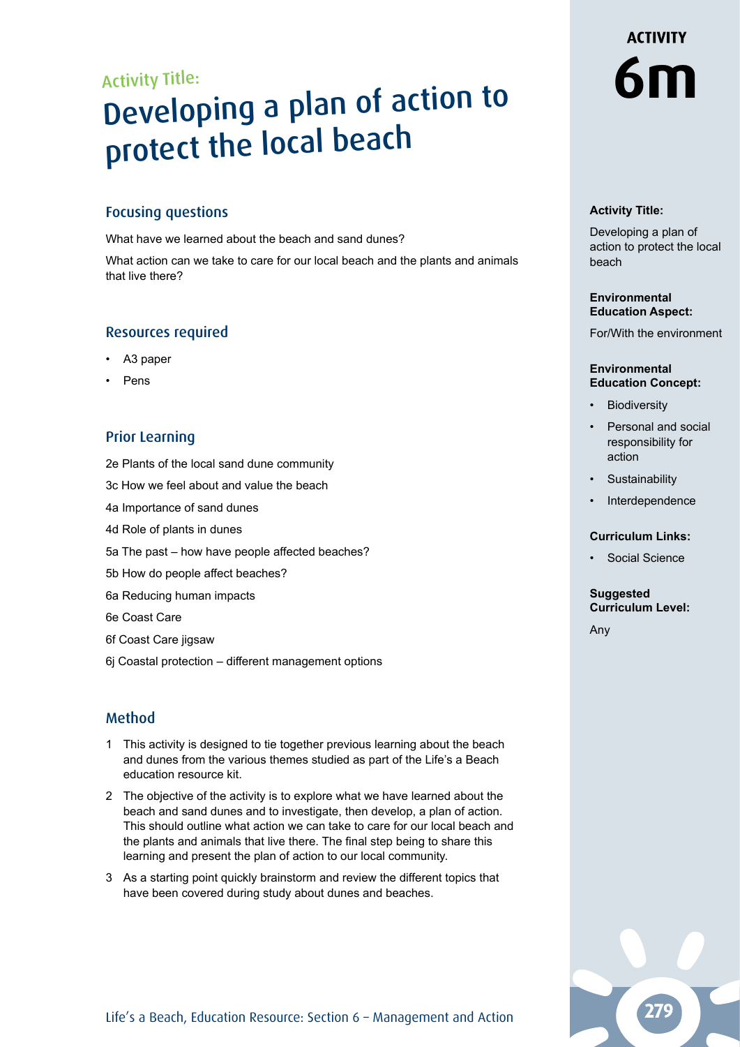# ACTIVITY 6m

Activity Title:

# Developing a plan of action to protect the local beach

## Focusing questions

What have we learned about the beach and sand dunes?

What action can we take to care for our local beach and the plants and animals that live there?

## Resources required

- A3 paper
- Pens

## Prior Learning

2e Plants of the local sand dune community

3c How we feel about and value the beach

4a Importance of sand dunes

4d Role of plants in dunes

5a The past – how have people affected beaches?

5b How do people affect beaches?

6a Reducing human impacts

6e Coast Care

6f Coast Care jigsaw

6j Coastal protection – different management options

## Method

1. This activity is designed to tie together previous learning about the beach and dunes from the various themes studied as part of the Life's a Beach education resource kit.
2. The objective of the activity is to explore what we have learned about the beach and sand dunes and to investigate, then develop, a plan of action. This should outline what action we can take to care for our local beach and the plants and animals that live there. The final step being to share this learning and present the plan of action to our local community.
3. As a starting point quickly brainstorm and review the different topics that have been covered during study about dunes and beaches.

**Activity Title:**

Developing a plan of action to protect the local beach

**Environmental Education Aspect:**

For/With the environment

**Environmental Education Concept:**

- Biodiversity
- Personal and social responsibility for action
- Sustainability
- Interdependence

**Curriculum Links:**

- Social Science

**Suggested Curriculum Level:**

Any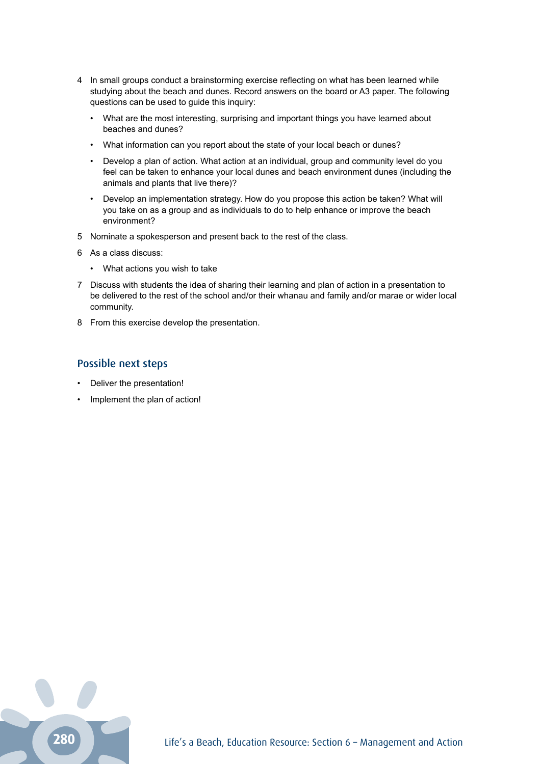4. In small groups conduct a brainstorming exercise reflecting on what has been learned while studying about the beach and dunes. Record answers on the board or A3 paper. The following questions can be used to guide this inquiry:
   - What are the most interesting, surprising and important things you have learned about beaches and dunes?
   - What information can you report about the state of your local beach or dunes?
   - Develop a plan of action. What action at an individual, group and community level do you feel can be taken to enhance your local dunes and beach environment dunes (including the animals and plants that live there)?
   - Develop an implementation strategy. How do you propose this action be taken? What will you take on as a group and as individuals to do to help enhance or improve the beach environment?
5. Nominate a spokesperson and present back to the rest of the class.
6. As a class discuss:
   - What actions you wish to take
7. Discuss with students the idea of sharing their learning and plan of action in a presentation to be delivered to the rest of the school and/or their whanau and family and/or marae or wider local community.
8. From this exercise develop the presentation.

## Possible next steps

- Deliver the presentation!
- Implement the plan of action!